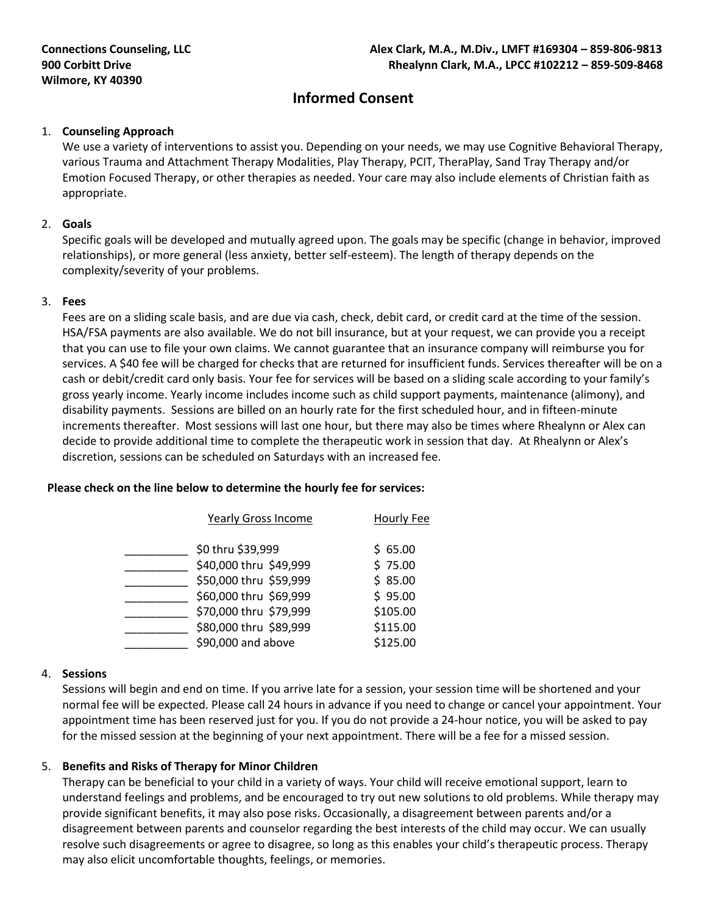**Connections Counseling, LLC**
**900 Corbitt Drive**
**Wilmore, KY 40390**

**Alex Clark, M.A., M.Div., LMFT #169304 – 859-806-9813**
**Rhealynn Clark, M.A., LPCC #102212 – 859-509-8468**

# Informed Consent

1. **Counseling Approach**
   We use a variety of interventions to assist you. Depending on your needs, we may use Cognitive Behavioral Therapy, various Trauma and Attachment Therapy Modalities, Play Therapy, PCIT, TheraPlay, Sand Tray Therapy and/or Emotion Focused Therapy, or other therapies as needed. Your care may also include elements of Christian faith as appropriate.

2. **Goals**
   Specific goals will be developed and mutually agreed upon. The goals may be specific (change in behavior, improved relationships), or more general (less anxiety, better self-esteem). The length of therapy depends on the complexity/severity of your problems.

3. **Fees**
   Fees are on a sliding scale basis, and are due via cash, check, debit card, or credit card at the time of the session. HSA/FSA payments are also available. We do not bill insurance, but at your request, we can provide you a receipt that you can use to file your own claims. We cannot guarantee that an insurance company will reimburse you for services. A $40 fee will be charged for checks that are returned for insufficient funds. Services thereafter will be on a cash or debit/credit card only basis. Your fee for services will be based on a sliding scale according to your family's gross yearly income. Yearly income includes income such as child support payments, maintenance (alimony), and disability payments. Sessions are billed on an hourly rate for the first scheduled hour, and in fifteen-minute increments thereafter. Most sessions will last one hour, but there may also be times where Rhealynn or Alex can decide to provide additional time to complete the therapeutic work in session that day. At Rhealynn or Alex's discretion, sessions can be scheduled on Saturdays with an increased fee.

**Please check on the line below to determine the hourly fee for services:**

| | Yearly Gross Income | Hourly Fee |
|---|---|---|
| __________ | $0 thru $39,999 | $ 65.00 |
| __________ | $40,000 thru $49,999 | $ 75.00 |
| __________ | $50,000 thru $59,999 | $ 85.00 |
| __________ | $60,000 thru $69,999 | $ 95.00 |
| __________ | $70,000 thru $79,999 | $105.00 |
| __________ | $80,000 thru $89,999 | $115.00 |
| __________ | $90,000 and above | $125.00 |

4. **Sessions**
   Sessions will begin and end on time. If you arrive late for a session, your session time will be shortened and your normal fee will be expected. Please call 24 hours in advance if you need to change or cancel your appointment. Your appointment time has been reserved just for you. If you do not provide a 24-hour notice, you will be asked to pay for the missed session at the beginning of your next appointment. There will be a fee for a missed session.

5. **Benefits and Risks of Therapy for Minor Children**
   Therapy can be beneficial to your child in a variety of ways. Your child will receive emotional support, learn to understand feelings and problems, and be encouraged to try out new solutions to old problems. While therapy may provide significant benefits, it may also pose risks. Occasionally, a disagreement between parents and/or a disagreement between parents and counselor regarding the best interests of the child may occur. We can usually resolve such disagreements or agree to disagree, so long as this enables your child's therapeutic process. Therapy may also elicit uncomfortable thoughts, feelings, or memories.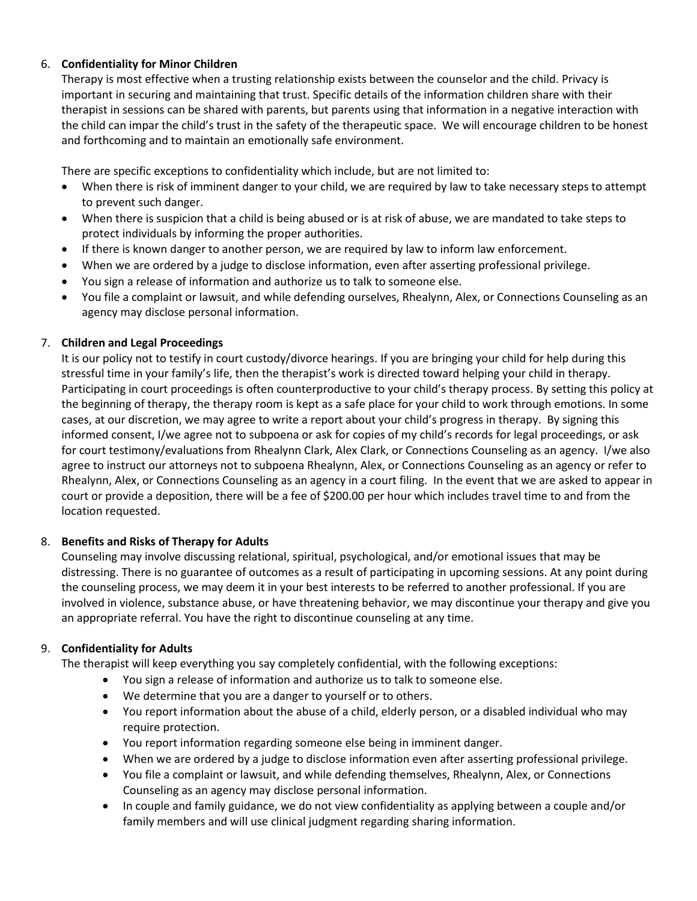6. **Confidentiality for Minor Children**

   Therapy is most effective when a trusting relationship exists between the counselor and the child. Privacy is important in securing and maintaining that trust. Specific details of the information children share with their therapist in sessions can be shared with parents, but parents using that information in a negative interaction with the child can impar the child's trust in the safety of the therapeutic space. We will encourage children to be honest and forthcoming and to maintain an emotionally safe environment.

   There are specific exceptions to confidentiality which include, but are not limited to:

   - When there is risk of imminent danger to your child, we are required by law to take necessary steps to attempt to prevent such danger.
   - When there is suspicion that a child is being abused or is at risk of abuse, we are mandated to take steps to protect individuals by informing the proper authorities.
   - If there is known danger to another person, we are required by law to inform law enforcement.
   - When we are ordered by a judge to disclose information, even after asserting professional privilege.
   - You sign a release of information and authorize us to talk to someone else.
   - You file a complaint or lawsuit, and while defending ourselves, Rhealynn, Alex, or Connections Counseling as an agency may disclose personal information.

7. **Children and Legal Proceedings**

   It is our policy not to testify in court custody/divorce hearings. If you are bringing your child for help during this stressful time in your family's life, then the therapist's work is directed toward helping your child in therapy. Participating in court proceedings is often counterproductive to your child's therapy process. By setting this policy at the beginning of therapy, the therapy room is kept as a safe place for your child to work through emotions. In some cases, at our discretion, we may agree to write a report about your child's progress in therapy. By signing this informed consent, I/we agree not to subpoena or ask for copies of my child's records for legal proceedings, or ask for court testimony/evaluations from Rhealynn Clark, Alex Clark, or Connections Counseling as an agency. I/we also agree to instruct our attorneys not to subpoena Rhealynn, Alex, or Connections Counseling as an agency or refer to Rhealynn, Alex, or Connections Counseling as an agency in a court filing. In the event that we are asked to appear in court or provide a deposition, there will be a fee of $200.00 per hour which includes travel time to and from the location requested.

8. **Benefits and Risks of Therapy for Adults**

   Counseling may involve discussing relational, spiritual, psychological, and/or emotional issues that may be distressing. There is no guarantee of outcomes as a result of participating in upcoming sessions. At any point during the counseling process, we may deem it in your best interests to be referred to another professional. If you are involved in violence, substance abuse, or have threatening behavior, we may discontinue your therapy and give you an appropriate referral. You have the right to discontinue counseling at any time.

9. **Confidentiality for Adults**

   The therapist will keep everything you say completely confidential, with the following exceptions:

   - You sign a release of information and authorize us to talk to someone else.
   - We determine that you are a danger to yourself or to others.
   - You report information about the abuse of a child, elderly person, or a disabled individual who may require protection.
   - You report information regarding someone else being in imminent danger.
   - When we are ordered by a judge to disclose information even after asserting professional privilege.
   - You file a complaint or lawsuit, and while defending themselves, Rhealynn, Alex, or Connections Counseling as an agency may disclose personal information.
   - In couple and family guidance, we do not view confidentiality as applying between a couple and/or family members and will use clinical judgment regarding sharing information.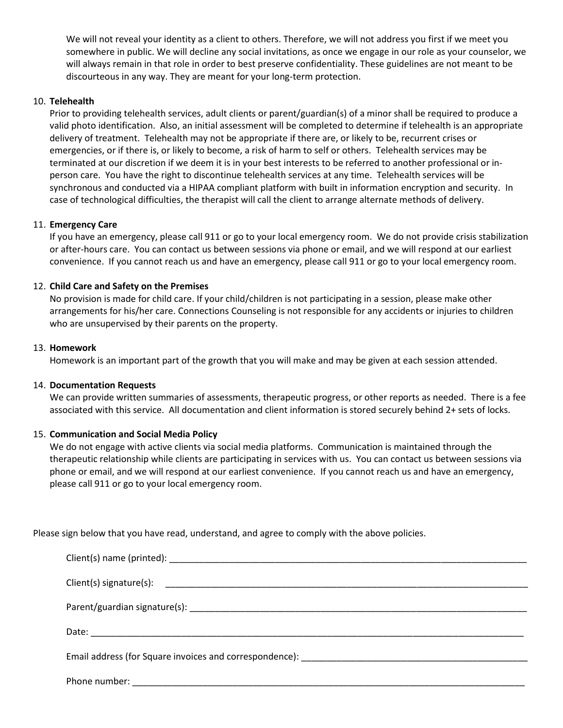We will not reveal your identity as a client to others. Therefore, we will not address you first if we meet you somewhere in public. We will decline any social invitations, as once we engage in our role as your counselor, we will always remain in that role in order to best preserve confidentiality. These guidelines are not meant to be discourteous in any way. They are meant for your long-term protection.

10. **Telehealth**
    Prior to providing telehealth services, adult clients or parent/guardian(s) of a minor shall be required to produce a valid photo identification. Also, an initial assessment will be completed to determine if telehealth is an appropriate delivery of treatment. Telehealth may not be appropriate if there are, or likely to be, recurrent crises or emergencies, or if there is, or likely to become, a risk of harm to self or others. Telehealth services may be terminated at our discretion if we deem it is in your best interests to be referred to another professional or in-person care. You have the right to discontinue telehealth services at any time. Telehealth services will be synchronous and conducted via a HIPAA compliant platform with built in information encryption and security. In case of technological difficulties, the therapist will call the client to arrange alternate methods of delivery.

11. **Emergency Care**
    If you have an emergency, please call 911 or go to your local emergency room. We do not provide crisis stabilization or after-hours care. You can contact us between sessions via phone or email, and we will respond at our earliest convenience. If you cannot reach us and have an emergency, please call 911 or go to your local emergency room.

12. **Child Care and Safety on the Premises**
    No provision is made for child care. If your child/children is not participating in a session, please make other arrangements for his/her care. Connections Counseling is not responsible for any accidents or injuries to children who are unsupervised by their parents on the property.

13. **Homework**
    Homework is an important part of the growth that you will make and may be given at each session attended.

14. **Documentation Requests**
    We can provide written summaries of assessments, therapeutic progress, or other reports as needed. There is a fee associated with this service. All documentation and client information is stored securely behind 2+ sets of locks.

15. **Communication and Social Media Policy**
    We do not engage with active clients via social media platforms. Communication is maintained through the therapeutic relationship while clients are participating in services with us. You can contact us between sessions via phone or email, and we will respond at our earliest convenience. If you cannot reach us and have an emergency, please call 911 or go to your local emergency room.

Please sign below that you have read, understand, and agree to comply with the above policies.

Client(s) name (printed): ______________________________

Client(s) signature(s): ______________________________

Parent/guardian signature(s): ______________________________

Date: ______________________________

Email address (for Square invoices and correspondence): ______________________________

Phone number: ______________________________